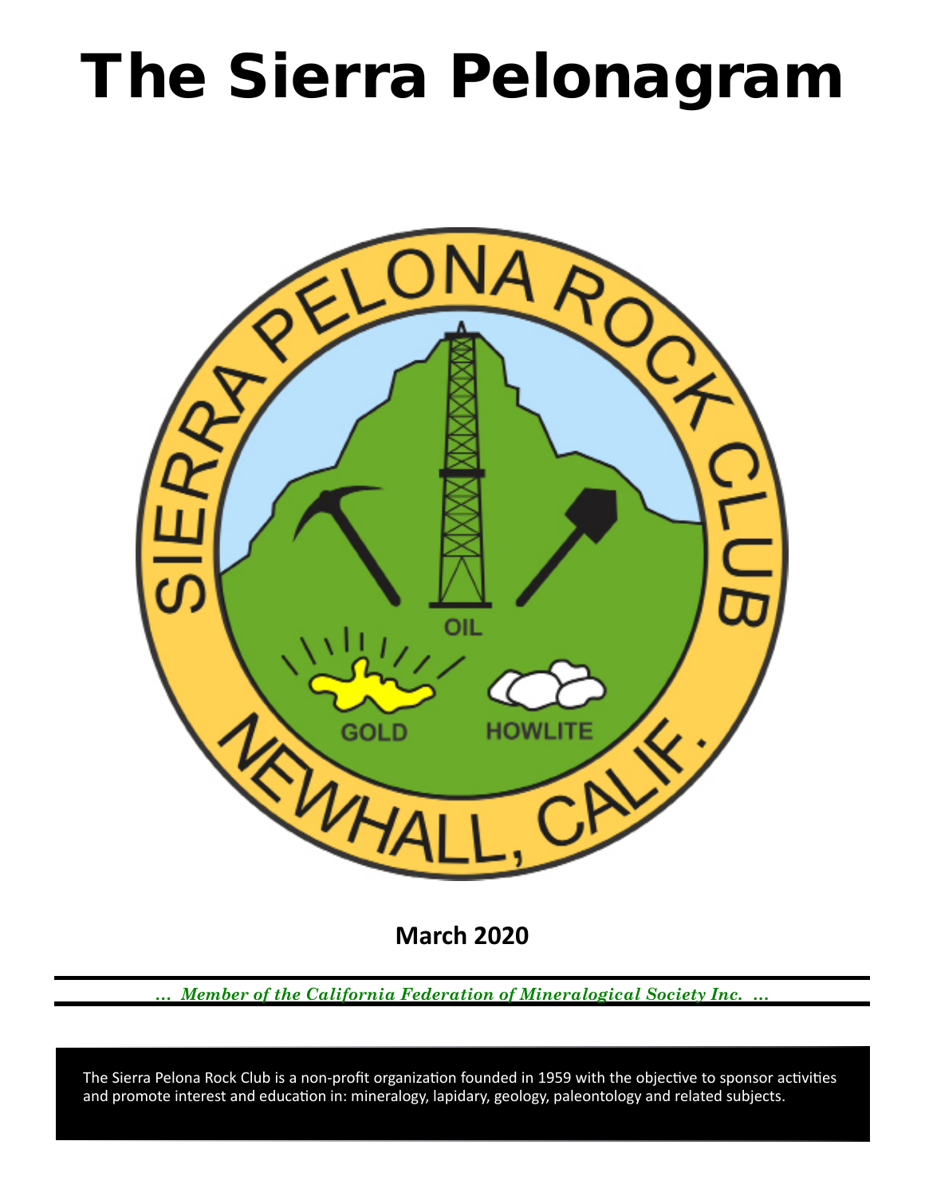# The Sierra Pelonagram

**March 2020**

*... Member of the California Federation of Mineralogical Society Inc. ...*

The Sierra Pelona Rock Club is a non-profit organization founded in 1959 with the objective to sponsor activities and promote interest and education in: mineralogy, lapidary, geology, paleontology and related subjects.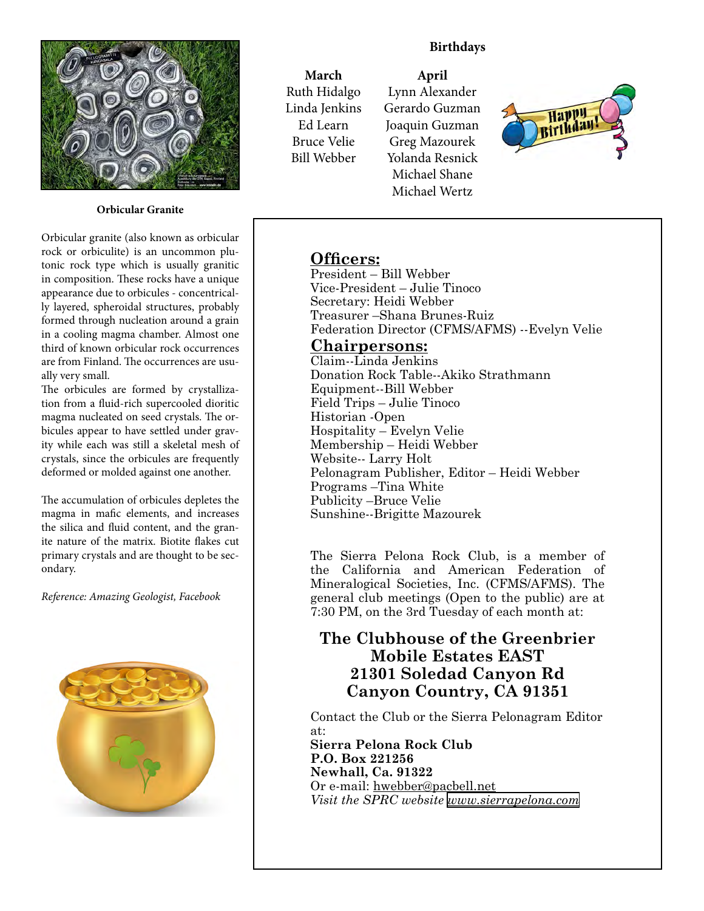**Orbicular Granite**

Orbicular granite (also known as orbicular rock or orbiculite) is an uncommon plutonic rock type which is usually granitic in composition. These rocks have a unique appearance due to orbicules - concentrically layered, spheroidal structures, probably formed through nucleation around a grain in a cooling magma chamber. Almost one third of known orbicular rock occurrences are from Finland. The occurrences are usually very small.

The orbicules are formed by crystallization from a fluid-rich supercooled dioritic magma nucleated on seed crystals. The orbicules appear to have settled under gravity while each was still a skeletal mesh of crystals, since the orbicules are frequently deformed or molded against one another.

The accumulation of orbicules depletes the magma in mafic elements, and increases the silica and fluid content, and the granite nature of the matrix. Biotite flakes cut primary crystals and are thought to be secondary.

*Reference: Amazing Geologist, Facebook*

**Birthdays**

| March | April |
|---|---|
| Ruth Hidalgo | Lynn Alexander |
| Linda Jenkins | Gerardo Guzman |
| Ed Learn | Joaquin Guzman |
| Bruce Velie | Greg Mazourek |
| Bill Webber | Yolanda Resnick |
| | Michael Shane |
| | Michael Wertz |

## Officers:

President – Bill Webber
Vice-President – Julie Tinoco
Secretary: Heidi Webber
Treasurer –Shana Brunes-Ruiz
Federation Director (CFMS/AFMS) --Evelyn Velie

## Chairpersons:

Claim--Linda Jenkins
Donation Rock Table--Akiko Strathmann
Equipment--Bill Webber
Field Trips – Julie Tinoco
Historian -Open
Hospitality – Evelyn Velie
Membership – Heidi Webber
Website-- Larry Holt
Pelonagram Publisher, Editor – Heidi Webber
Programs –Tina White
Publicity –Bruce Velie
Sunshine--Brigitte Mazourek

The Sierra Pelona Rock Club, is a member of the California and American Federation of Mineralogical Societies, Inc. (CFMS/AFMS). The general club meetings (Open to the public) are at 7:30 PM, on the 3rd Tuesday of each month at:

**The Clubhouse of the Greenbrier Mobile Estates EAST**
**21301 Soledad Canyon Rd**
**Canyon Country, CA 91351**

Contact the Club or the Sierra Pelonagram Editor at:
**Sierra Pelona Rock Club**
**P.O. Box 221256**
**Newhall, Ca. 91322**
Or e-mail: hwebber@pacbell.net
*Visit the SPRC website www.sierrapelona.com*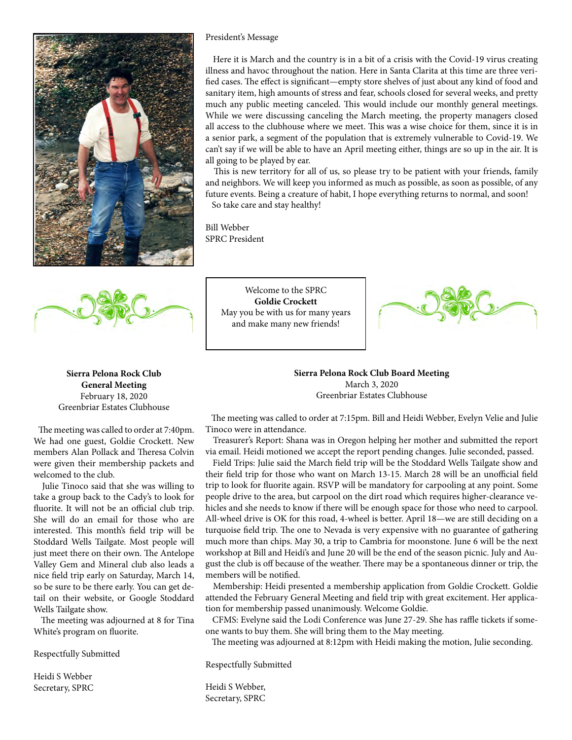President's Message

Here it is March and the country is in a bit of a crisis with the Covid-19 virus creating illness and havoc throughout the nation. Here in Santa Clarita at this time are three verified cases. The effect is significant—empty store shelves of just about any kind of food and sanitary item, high amounts of stress and fear, schools closed for several weeks, and pretty much any public meeting canceled. This would include our monthly general meetings. While we were discussing canceling the March meeting, the property managers closed all access to the clubhouse where we meet. This was a wise choice for them, since it is in a senior park, a segment of the population that is extremely vulnerable to Covid-19. We can't say if we will be able to have an April meeting either, things are so up in the air. It is all going to be played by ear.

This is new territory for all of us, so please try to be patient with your friends, family and neighbors. We will keep you informed as much as possible, as soon as possible, of any future events. Being a creature of habit, I hope everything returns to normal, and soon!

So take care and stay healthy!

Bill Webber
SPRC President

Welcome to the SPRC
**Goldie Crockett**
May you be with us for many years and make many new friends!

**Sierra Pelona Rock Club**
**General Meeting**
February 18, 2020
Greenbriar Estates Clubhouse

The meeting was called to order at 7:40pm. We had one guest, Goldie Crockett. New members Alan Pollack and Theresa Colvin were given their membership packets and welcomed to the club.

Julie Tinoco said that she was willing to take a group back to the Cady's to look for fluorite. It will not be an official club trip. She will do an email for those who are interested. This month's field trip will be Stoddard Wells Tailgate. Most people will just meet there on their own. The Antelope Valley Gem and Mineral club also leads a nice field trip early on Saturday, March 14, so be sure to be there early. You can get detail on their website, or Google Stoddard Wells Tailgate show.

The meeting was adjourned at 8 for Tina White's program on fluorite.

Respectfully Submitted

Heidi S Webber
Secretary, SPRC

**Sierra Pelona Rock Club Board Meeting**
March 3, 2020
Greenbriar Estates Clubhouse

The meeting was called to order at 7:15pm. Bill and Heidi Webber, Evelyn Velie and Julie Tinoco were in attendance.

Treasurer's Report: Shana was in Oregon helping her mother and submitted the report via email. Heidi motioned we accept the report pending changes. Julie seconded, passed.

Field Trips: Julie said the March field trip will be the Stoddard Wells Tailgate show and their field trip for those who want on March 13-15. March 28 will be an unofficial field trip to look for fluorite again. RSVP will be mandatory for carpooling at any point. Some people drive to the area, but carpool on the dirt road which requires higher-clearance vehicles and she needs to know if there will be enough space for those who need to carpool. All-wheel drive is OK for this road, 4-wheel is better. April 18—we are still deciding on a turquoise field trip. The one to Nevada is very expensive with no guarantee of gathering much more than chips. May 30, a trip to Cambria for moonstone. June 6 will be the next workshop at Bill and Heidi's and June 20 will be the end of the season picnic. July and August the club is off because of the weather. There may be a spontaneous dinner or trip, the members will be notified.

Membership: Heidi presented a membership application from Goldie Crockett. Goldie attended the February General Meeting and field trip with great excitement. Her application for membership passed unanimously. Welcome Goldie.

CFMS: Evelyne said the Lodi Conference was June 27-29. She has raffle tickets if someone wants to buy them. She will bring them to the May meeting.

The meeting was adjourned at 8:12pm with Heidi making the motion, Julie seconding.

Respectfully Submitted

Heidi S Webber,
Secretary, SPRC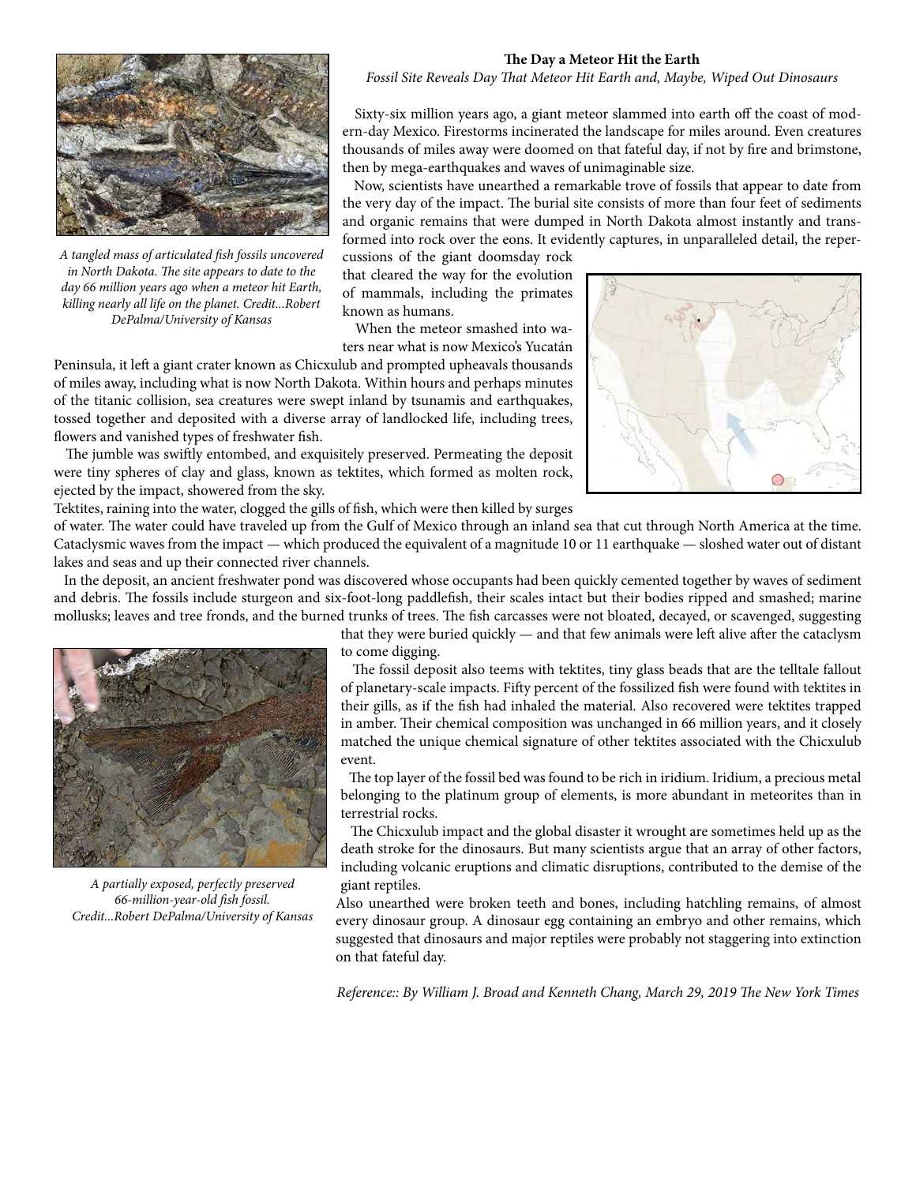**The Day a Meteor Hit the Earth**

*Fossil Site Reveals Day That Meteor Hit Earth and, Maybe, Wiped Out Dinosaurs*

*A tangled mass of articulated fish fossils uncovered in North Dakota. The site appears to date to the day 66 million years ago when a meteor hit Earth, killing nearly all life on the planet. Credit...Robert DePalma/University of Kansas*

Sixty-six million years ago, a giant meteor slammed into earth off the coast of modern-day Mexico. Firestorms incinerated the landscape for miles around. Even creatures thousands of miles away were doomed on that fateful day, if not by fire and brimstone, then by mega-earthquakes and waves of unimaginable size.

Now, scientists have unearthed a remarkable trove of fossils that appear to date from the very day of the impact. The burial site consists of more than four feet of sediments and organic remains that were dumped in North Dakota almost instantly and transformed into rock over the eons. It evidently captures, in unparalleled detail, the repercussions of the giant doomsday rock that cleared the way for the evolution of mammals, including the primates known as humans.

When the meteor smashed into waters near what is now Mexico's Yucatán Peninsula, it left a giant crater known as Chicxulub and prompted upheavals thousands of miles away, including what is now North Dakota. Within hours and perhaps minutes of the titanic collision, sea creatures were swept inland by tsunamis and earthquakes, tossed together and deposited with a diverse array of landlocked life, including trees, flowers and vanished types of freshwater fish.

The jumble was swiftly entombed, and exquisitely preserved. Permeating the deposit were tiny spheres of clay and glass, known as tektites, which formed as molten rock, ejected by the impact, showered from the sky.

Tektites, raining into the water, clogged the gills of fish, which were then killed by surges of water. The water could have traveled up from the Gulf of Mexico through an inland sea that cut through North America at the time. Cataclysmic waves from the impact — which produced the equivalent of a magnitude 10 or 11 earthquake — sloshed water out of distant lakes and seas and up their connected river channels.

In the deposit, an ancient freshwater pond was discovered whose occupants had been quickly cemented together by waves of sediment and debris. The fossils include sturgeon and six-foot-long paddlefish, their scales intact but their bodies ripped and smashed; marine mollusks; leaves and tree fronds, and the burned trunks of trees. The fish carcasses were not bloated, decayed, or scavenged, suggesting that they were buried quickly — and that few animals were left alive after the cataclysm to come digging.

The fossil deposit also teems with tektites, tiny glass beads that are the telltale fallout of planetary-scale impacts. Fifty percent of the fossilized fish were found with tektites in their gills, as if the fish had inhaled the material. Also recovered were tektites trapped in amber. Their chemical composition was unchanged in 66 million years, and it closely matched the unique chemical signature of other tektites associated with the Chicxulub event.

The top layer of the fossil bed was found to be rich in iridium. Iridium, a precious metal belonging to the platinum group of elements, is more abundant in meteorites than in terrestrial rocks.

*A partially exposed, perfectly preserved 66-million-year-old fish fossil. Credit...Robert DePalma/University of Kansas*

The Chicxulub impact and the global disaster it wrought are sometimes held up as the death stroke for the dinosaurs. But many scientists argue that an array of other factors, including volcanic eruptions and climatic disruptions, contributed to the demise of the giant reptiles.

Also unearthed were broken teeth and bones, including hatchling remains, of almost every dinosaur group. A dinosaur egg containing an embryo and other remains, which suggested that dinosaurs and major reptiles were probably not staggering into extinction on that fateful day.

*Reference:: By William J. Broad and Kenneth Chang, March 29, 2019 The New York Times*